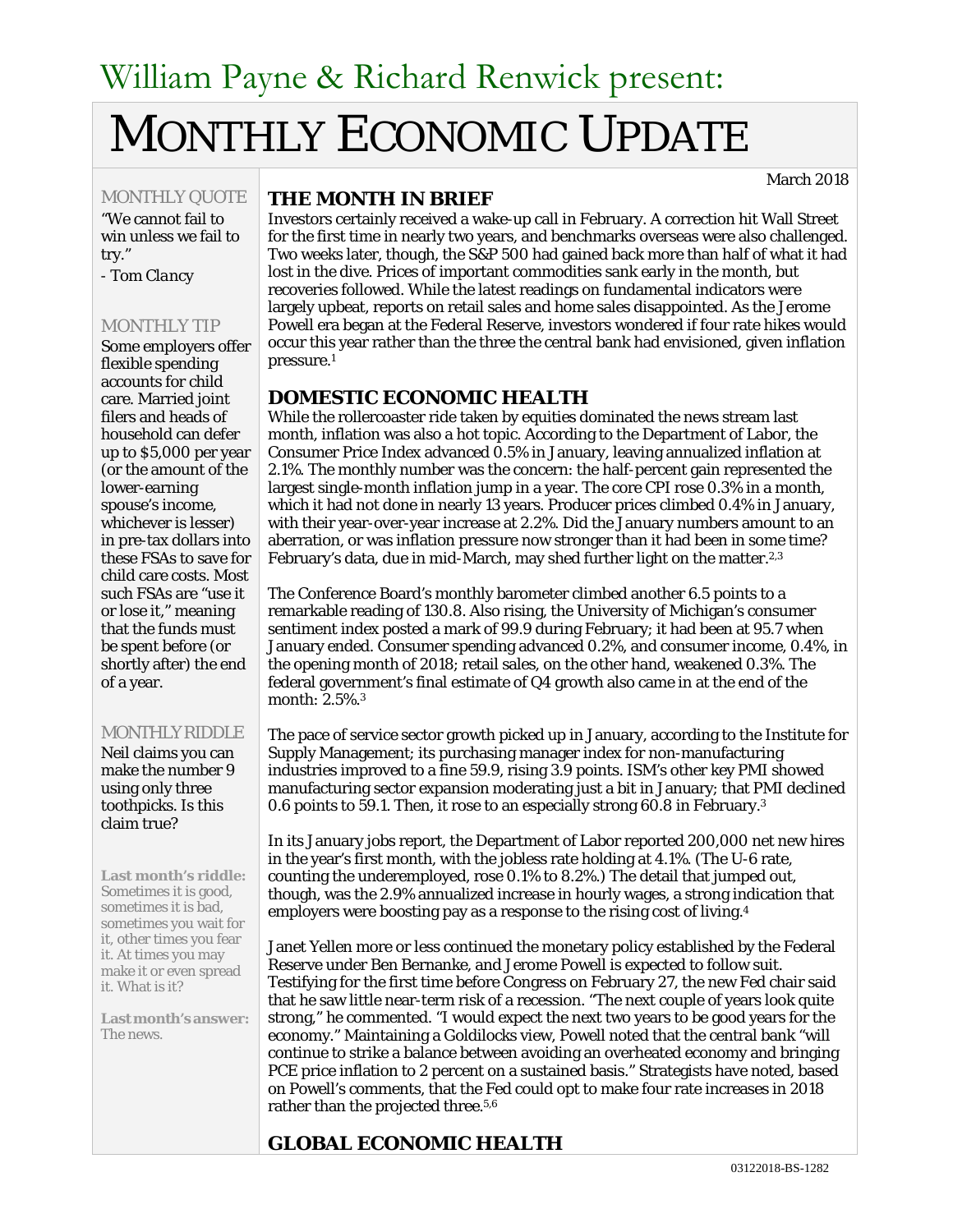William Payne & Richard Renwick present:

# MONTHLY ECONOMIC UPDATE

March 2018

## THE MONTH IN BRIEF

Investors certainly received a wake-up call in February. A correction hit Wall Street for the first time in nearly two years, and benchmarks overseas were also challenged. Two weeks later, though, the S&P 500 had gained back more than half of what it had lost in the dive. Prices of important commodities sank early in the month, but recoveries followed. While the latest readings on fundamental indicators were largely upbeat, reports on retail sales and home sales disappointed. As the Jerome Powell era began at the Federal Reserve, investors wondered if four rate hikes would occur this year rather than the three the central bank had envisioned, given inflation pressure.[1]

## DOMESTIC ECONOMIC HEALTH

While the rollercoaster ride taken by equities dominated the news stream last month, inflation was also a hot topic. According to the Department of Labor, the Consumer Price Index advanced 0.5% in January, leaving annualized inflation at 2.1%. The monthly number was the concern: the half-percent gain represented the largest single-month inflation jump in a year. The core CPI rose 0.3% in a month, which it had not done in nearly 13 years. Producer prices climbed 0.4% in January, with their year-over-year increase at 2.2%. Did the January numbers amount to an aberration, or was inflation pressure now stronger than it had been in some time? February's data, due in mid-March, may shed further light on the matter.[2,3]

The Conference Board's monthly barometer climbed another 6.5 points to a remarkable reading of 130.8. Also rising, the University of Michigan's consumer sentiment index posted a mark of 99.9 during February; it had been at 95.7 when January ended. Consumer spending advanced 0.2%, and consumer income, 0.4%, in the opening month of 2018; retail sales, on the other hand, weakened 0.3%. The federal government's final estimate of Q4 growth also came in at the end of the month: 2.5%.[3]

The pace of service sector growth picked up in January, according to the Institute for Supply Management; its purchasing manager index for non-manufacturing industries improved to a fine 59.9, rising 3.9 points. ISM's other key PMI showed manufacturing sector expansion moderating just a bit in January; that PMI declined 0.6 points to 59.1. Then, it rose to an especially strong 60.8 in February.[3]

In its January jobs report, the Department of Labor reported 200,000 net new hires in the year's first month, with the jobless rate holding at 4.1%. (The U-6 rate, counting the underemployed, rose 0.1% to 8.2%.) The detail that jumped out, though, was the 2.9% annualized increase in hourly wages, a strong indication that employers were boosting pay as a response to the rising cost of living.[4]

Janet Yellen more or less continued the monetary policy established by the Federal Reserve under Ben Bernanke, and Jerome Powell is expected to follow suit. Testifying for the first time before Congress on February 27, the new Fed chair said that he saw little near-term risk of a recession. "The next couple of years look quite strong," he commented. "I would expect the next two years to be good years for the economy." Maintaining a Goldilocks view, Powell noted that the central bank "will continue to strike a balance between avoiding an overheated economy and bringing PCE price inflation to 2 percent on a sustained basis." Strategists have noted, based on Powell's comments, that the Fed could opt to make four rate increases in 2018 rather than the projected three.[5,6]

## GLOBAL ECONOMIC HEALTH

### MONTHLY QUOTE

"We cannot fail to win unless we fail to try."

*- Tom Clancy*

### MONTHLY TIP

Some employers offer flexible spending accounts for child care. Married joint filers and heads of household can defer up to $5,000 per year (or the amount of the lower-earning spouse's income, whichever is lesser) in pre-tax dollars into these FSAs to save for child care costs. Most such FSAs are "use it or lose it," meaning that the funds must be spent before (or shortly after) the end of a year.

### MONTHLY RIDDLE

Neil claims you can make the number 9 using only three toothpicks. Is this claim true?

**Last month's riddle:** Sometimes it is good, sometimes it is bad, sometimes you wait for it, other times you fear it. At times you may make it or even spread it. What is it?

**Last month's answer:** The news.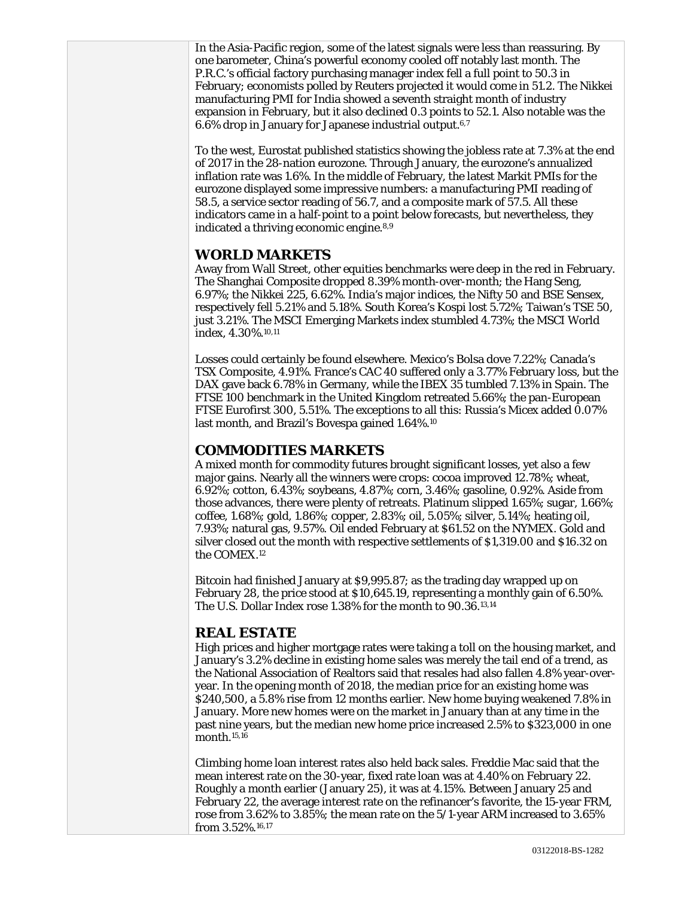In the Asia-Pacific region, some of the latest signals were less than reassuring. By one barometer, China's powerful economy cooled off notably last month. The P.R.C.'s official factory purchasing manager index fell a full point to 50.3 in February; economists polled by Reuters projected it would come in 51.2. The Nikkei manufacturing PMI for India showed a seventh straight month of industry expansion in February, but it also declined 0.3 points to 52.1. Also notable was the 6.6% drop in January for Japanese industrial output.[6,7]

To the west, Eurostat published statistics showing the jobless rate at 7.3% at the end of 2017 in the 28-nation eurozone. Through January, the eurozone's annualized inflation rate was 1.6%. In the middle of February, the latest Markit PMIs for the eurozone displayed some impressive numbers: a manufacturing PMI reading of 58.5, a service sector reading of 56.7, and a composite mark of 57.5. All these indicators came in a half-point to a point below forecasts, but nevertheless, they indicated a thriving economic engine.[8,9]

## WORLD MARKETS

Away from Wall Street, other equities benchmarks were deep in the red in February. The Shanghai Composite dropped 8.39% month-over-month; the Hang Seng, 6.97%; the Nikkei 225, 6.62%. India's major indices, the Nifty 50 and BSE Sensex, respectively fell 5.21% and 5.18%. South Korea's Kospi lost 5.72%; Taiwan's TSE 50, just 3.21%. The MSCI Emerging Markets index stumbled 4.73%; the MSCI World index, 4.30%.[10,11]

Losses could certainly be found elsewhere. Mexico's Bolsa dove 7.22%; Canada's TSX Composite, 4.91%. France's CAC 40 suffered only a 3.77% February loss, but the DAX gave back 6.78% in Germany, while the IBEX 35 tumbled 7.13% in Spain. The FTSE 100 benchmark in the United Kingdom retreated 5.66%; the pan-European FTSE Eurofirst 300, 5.51%. The exceptions to all this: Russia's Micex added 0.07% last month, and Brazil's Bovespa gained 1.64%.[10]

## COMMODITIES MARKETS

A mixed month for commodity futures brought significant losses, yet also a few major gains. Nearly all the winners were crops: cocoa improved 12.78%; wheat, 6.92%; cotton, 6.43%; soybeans, 4.87%; corn, 3.46%; gasoline, 0.92%. Aside from those advances, there were plenty of retreats. Platinum slipped 1.65%; sugar, 1.66%; coffee, 1.68%; gold, 1.86%; copper, 2.83%; oil, 5.05%; silver, 5.14%; heating oil, 7.93%; natural gas, 9.57%. Oil ended February at $61.52 on the NYMEX. Gold and silver closed out the month with respective settlements of $1,319.00 and $16.32 on the COMEX.[12]

Bitcoin had finished January at $9,995.87; as the trading day wrapped up on February 28, the price stood at $10,645.19, representing a monthly gain of 6.50%. The U.S. Dollar Index rose 1.38% for the month to 90.36.[13,14]

## REAL ESTATE

High prices and higher mortgage rates were taking a toll on the housing market, and January's 3.2% decline in existing home sales was merely the tail end of a trend, as the National Association of Realtors said that resales had also fallen 4.8% year-over-year. In the opening month of 2018, the median price for an existing home was $240,500, a 5.8% rise from 12 months earlier. New home buying weakened 7.8% in January. More new homes were on the market in January than at any time in the past nine years, but the median new home price increased 2.5% to $323,000 in one month.[15,16]

Climbing home loan interest rates also held back sales. Freddie Mac said that the mean interest rate on the 30-year, fixed rate loan was at 4.40% on February 22. Roughly a month earlier (January 25), it was at 4.15%. Between January 25 and February 22, the average interest rate on the refinancer's favorite, the 15-year FRM, rose from 3.62% to 3.85%; the mean rate on the 5/1-year ARM increased to 3.65% from 3.52%.[16,17]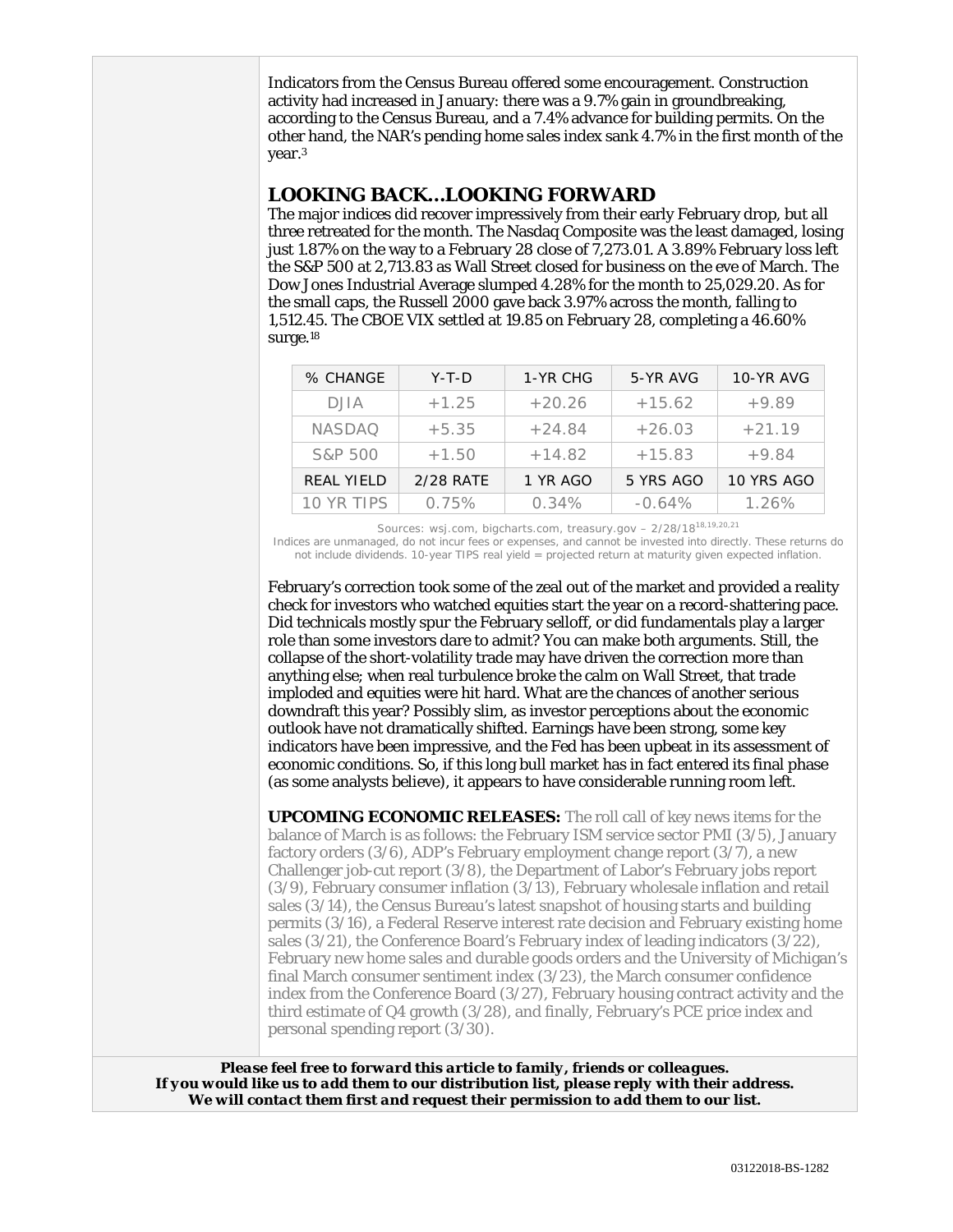Indicators from the Census Bureau offered some encouragement. Construction activity had increased in January: there was a 9.7% gain in groundbreaking, according to the Census Bureau, and a 7.4% advance for building permits. On the other hand, the NAR's pending home sales index sank 4.7% in the first month of the year.[3]

## LOOKING BACK…LOOKING FORWARD

The major indices did recover impressively from their early February drop, but all three retreated for the month. The Nasdaq Composite was the least damaged, losing just 1.87% on the way to a February 28 close of 7,273.01. A 3.89% February loss left the S&P 500 at 2,713.83 as Wall Street closed for business on the eve of March. The Dow Jones Industrial Average slumped 4.28% for the month to 25,029.20. As for the small caps, the Russell 2000 gave back 3.97% across the month, falling to 1,512.45. The CBOE VIX settled at 19.85 on February 28, completing a 46.60% surge.[18]

| % CHANGE | Y-T-D | 1-YR CHG | 5-YR AVG | 10-YR AVG |
|---|---|---|---|---|
| DJIA | +1.25 | +20.26 | +15.62 | +9.89 |
| NASDAQ | +5.35 | +24.84 | +26.03 | +21.19 |
| S&P 500 | +1.50 | +14.82 | +15.83 | +9.84 |
| REAL YIELD | 2/28 RATE | 1 YR AGO | 5 YRS AGO | 10 YRS AGO |
| 10 YR TIPS | 0.75% | 0.34% | -0.64% | 1.26% |

Sources: wsj.com, bigcharts.com, treasury.gov – 2/28/18[18,19,20,21]
Indices are unmanaged, do not incur fees or expenses, and cannot be invested into directly. These returns do not include dividends. 10-year TIPS real yield = projected return at maturity given expected inflation.

February's correction took some of the zeal out of the market and provided a reality check for investors who watched equities start the year on a record-shattering pace. Did technicals mostly spur the February selloff, or did fundamentals play a larger role than some investors dare to admit? You can make both arguments. Still, the collapse of the short-volatility trade may have driven the correction more than anything else; when real turbulence broke the calm on Wall Street, that trade imploded and equities were hit hard. What are the chances of another serious downdraft this year? Possibly slim, as investor perceptions about the economic outlook have not dramatically shifted. Earnings have been strong, some key indicators have been impressive, and the Fed has been upbeat in its assessment of economic conditions. So, if this long bull market has in fact entered its final phase (as some analysts believe), it appears to have considerable running room left.

**UPCOMING ECONOMIC RELEASES:** The roll call of key news items for the balance of March is as follows: the February ISM service sector PMI (3/5), January factory orders (3/6), ADP's February employment change report (3/7), a new Challenger job-cut report (3/8), the Department of Labor's February jobs report (3/9), February consumer inflation (3/13), February wholesale inflation and retail sales (3/14), the Census Bureau's latest snapshot of housing starts and building permits (3/16), a Federal Reserve interest rate decision and February existing home sales (3/21), the Conference Board's February index of leading indicators (3/22), February new home sales and durable goods orders and the University of Michigan's final March consumer sentiment index (3/23), the March consumer confidence index from the Conference Board (3/27), February housing contract activity and the third estimate of Q4 growth (3/28), and finally, February's PCE price index and personal spending report (3/30).

***Please feel free to forward this article to family, friends or colleagues.***
***If you would like us to add them to our distribution list, please reply with their address.***
***We will contact them first and request their permission to add them to our list.***

03122018-BS-1282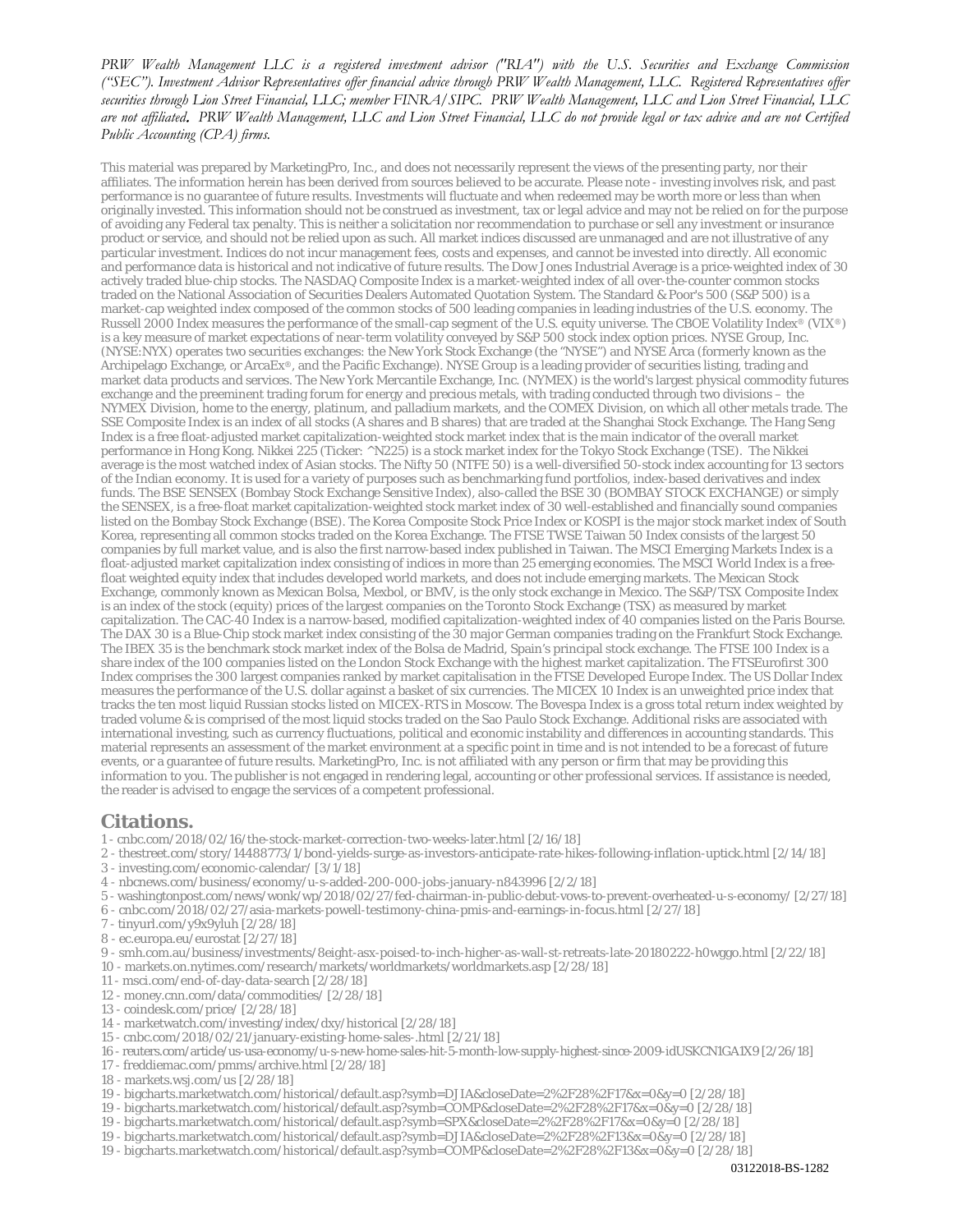*PRW Wealth Management LLC is a registered investment advisor ("RIA") with the U.S. Securities and Exchange Commission ("SEC"). Investment Advisor Representatives offer financial advice through PRW Wealth Management, LLC. Registered Representatives offer securities through Lion Street Financial, LLC; member FINRA/SIPC. PRW Wealth Management, LLC and Lion Street Financial, LLC are not affiliated. PRW Wealth Management, LLC and Lion Street Financial, LLC do not provide legal or tax advice and are not Certified Public Accounting (CPA) firms.*

This material was prepared by MarketingPro, Inc., and does not necessarily represent the views of the presenting party, nor their affiliates. The information herein has been derived from sources believed to be accurate. Please note - investing involves risk, and past performance is no guarantee of future results. Investments will fluctuate and when redeemed may be worth more or less than when originally invested. This information should not be construed as investment, tax or legal advice and may not be relied on for the purpose of avoiding any Federal tax penalty. This is neither a solicitation nor recommendation to purchase or sell any investment or insurance product or service, and should not be relied upon as such. All market indices discussed are unmanaged and are not illustrative of any particular investment. Indices do not incur management fees, costs and expenses, and cannot be invested into directly. All economic and performance data is historical and not indicative of future results. The Dow Jones Industrial Average is a price-weighted index of 30 actively traded blue-chip stocks. The NASDAQ Composite Index is a market-weighted index of all over-the-counter common stocks traded on the National Association of Securities Dealers Automated Quotation System. The Standard & Poor's 500 (S&P 500) is a market-cap weighted index composed of the common stocks of 500 leading companies in leading industries of the U.S. economy. The Russell 2000 Index measures the performance of the small-cap segment of the U.S. equity universe. The CBOE Volatility Index® (VIX®) is a key measure of market expectations of near-term volatility conveyed by S&P 500 stock index option prices. NYSE Group, Inc. (NYSE:NYX) operates two securities exchanges: the New York Stock Exchange (the "NYSE") and NYSE Arca (formerly known as the Archipelago Exchange, or ArcaEx®, and the Pacific Exchange). NYSE Group is a leading provider of securities listing, trading and market data products and services. The New York Mercantile Exchange, Inc. (NYMEX) is the world's largest physical commodity futures exchange and the preeminent trading forum for energy and precious metals, with trading conducted through two divisions – the NYMEX Division, home to the energy, platinum, and palladium markets, and the COMEX Division, on which all other metals trade. The SSE Composite Index is an index of all stocks (A shares and B shares) that are traded at the Shanghai Stock Exchange. The Hang Seng Index is a free float-adjusted market capitalization-weighted stock market index that is the main indicator of the overall market performance in Hong Kong. Nikkei 225 (Ticker: ^N225) is a stock market index for the Tokyo Stock Exchange (TSE). The Nikkei average is the most watched index of Asian stocks. The Nifty 50 (NTFE 50) is a well-diversified 50-stock index accounting for 13 sectors of the Indian economy. It is used for a variety of purposes such as benchmarking fund portfolios, index-based derivatives and index funds. The BSE SENSEX (Bombay Stock Exchange Sensitive Index), also-called the BSE 30 (BOMBAY STOCK EXCHANGE) or simply the SENSEX, is a free-float market capitalization-weighted stock market index of 30 well-established and financially sound companies listed on the Bombay Stock Exchange (BSE). The Korea Composite Stock Price Index or KOSPI is the major stock market index of South Korea, representing all common stocks traded on the Korea Exchange. The FTSE TWSE Taiwan 50 Index consists of the largest 50 companies by full market value, and is also the first narrow-based index published in Taiwan. The MSCI Emerging Markets Index is a float-adjusted market capitalization index consisting of indices in more than 25 emerging economies. The MSCI World Index is a free-float weighted equity index that includes developed world markets, and does not include emerging markets. The Mexican Stock Exchange, commonly known as Mexican Bolsa, Mexbol, or BMV, is the only stock exchange in Mexico. The S&P/TSX Composite Index is an index of the stock (equity) prices of the largest companies on the Toronto Stock Exchange (TSX) as measured by market capitalization. The CAC-40 Index is a narrow-based, modified capitalization-weighted index of 40 companies listed on the Paris Bourse. The DAX 30 is a Blue-Chip stock market index consisting of the 30 major German companies trading on the Frankfurt Stock Exchange. The IBEX 35 is the benchmark stock market index of the Bolsa de Madrid, Spain's principal stock exchange. The FTSE 100 Index is a share index of the 100 companies listed on the London Stock Exchange with the highest market capitalization. The FTSEurofirst 300 Index comprises the 300 largest companies ranked by market capitalisation in the FTSE Developed Europe Index. The US Dollar Index measures the performance of the U.S. dollar against a basket of six currencies. The MICEX 10 Index is an unweighted price index that tracks the ten most liquid Russian stocks listed on MICEX-RTS in Moscow. The Bovespa Index is a gross total return index weighted by traded volume & is comprised of the most liquid stocks traded on the Sao Paulo Stock Exchange. Additional risks are associated with international investing, such as currency fluctuations, political and economic instability and differences in accounting standards. This material represents an assessment of the market environment at a specific point in time and is not intended to be a forecast of future events, or a guarantee of future results. MarketingPro, Inc. is not affiliated with any person or firm that may be providing this information to you. The publisher is not engaged in rendering legal, accounting or other professional services. If assistance is needed, the reader is advised to engage the services of a competent professional.

## Citations.

1 - cnbc.com/2018/02/16/the-stock-market-correction-two-weeks-later.html [2/16/18]
2 - thestreet.com/story/14488773/1/bond-yields-surge-as-investors-anticipate-rate-hikes-following-inflation-uptick.html [2/14/18]
3 - investing.com/economic-calendar/ [3/1/18]
4 - nbcnews.com/business/economy/u-s-added-200-000-jobs-january-n843996 [2/2/18]
5 - washingtonpost.com/news/wonk/wp/2018/02/27/fed-chairman-in-public-debut-vows-to-prevent-overheated-u-s-economy/ [2/27/18]
6 - cnbc.com/2018/02/27/asia-markets-powell-testimony-china-pmis-and-earnings-in-focus.html [2/27/18]
7 - tinyurl.com/y9x9yluh [2/28/18]
8 - ec.europa.eu/eurostat [2/27/18]
9 - smh.com.au/business/investments/8eight-asx-poised-to-inch-higher-as-wall-st-retreats-late-20180222-h0wggo.html [2/22/18]
10 - markets.on.nytimes.com/research/markets/worldmarkets/worldmarkets.asp [2/28/18]
11 - msci.com/end-of-day-data-search [2/28/18]
12 - money.cnn.com/data/commodities/ [2/28/18]
13 - coindesk.com/price/ [2/28/18]
14 - marketwatch.com/investing/index/dxy/historical [2/28/18]
15 - cnbc.com/2018/02/21/january-existing-home-sales-.html [2/21/18]
16 - reuters.com/article/us-usa-economy/u-s-new-home-sales-hit-5-month-low-supply-highest-since-2009-idUSKCN1GA1X9 [2/26/18]
17 - freddiemac.com/pmms/archive.html [2/28/18]
18 - markets.wsj.com/us [2/28/18]
19 - bigcharts.marketwatch.com/historical/default.asp?symb=DJIA&closeDate=2%2F28%2F17&x=0&y=0 [2/28/18]
19 - bigcharts.marketwatch.com/historical/default.asp?symb=COMP&closeDate=2%2F28%2F17&x=0&y=0 [2/28/18]
19 - bigcharts.marketwatch.com/historical/default.asp?symb=SPX&closeDate=2%2F28%2F17&x=0&y=0 [2/28/18]
19 - bigcharts.marketwatch.com/historical/default.asp?symb=DJIA&closeDate=2%2F28%2F13&x=0&y=0 [2/28/18]
19 - bigcharts.marketwatch.com/historical/default.asp?symb=COMP&closeDate=2%2F28%2F13&x=0&y=0 [2/28/18]

03122018-BS-1282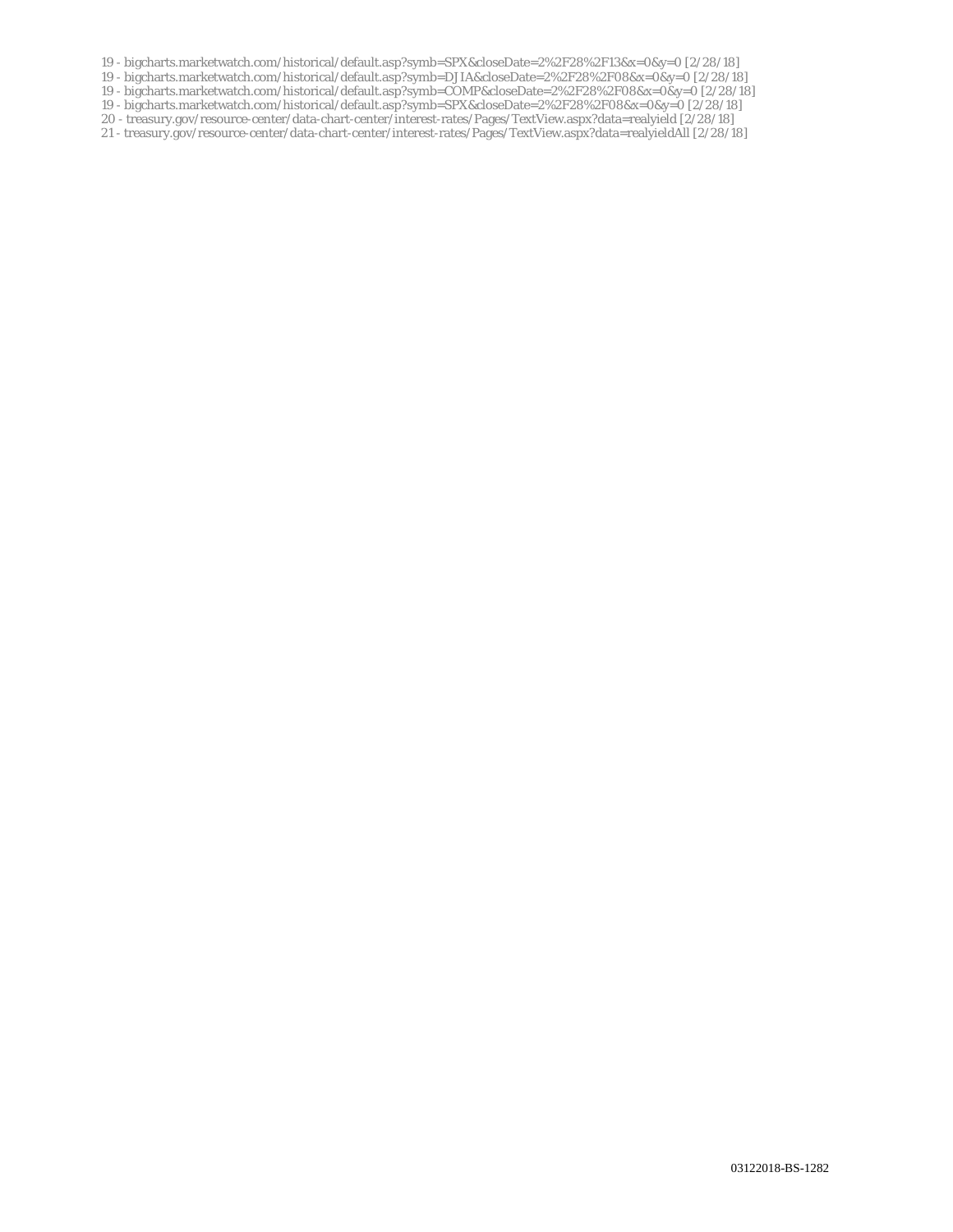19 - bigcharts.marketwatch.com/historical/default.asp?symb=SPX&closeDate=2%2F28%2F13&x=0&y=0 [2/28/18]
19 - bigcharts.marketwatch.com/historical/default.asp?symb=DJIA&closeDate=2%2F28%2F08&x=0&y=0 [2/28/18]
19 - bigcharts.marketwatch.com/historical/default.asp?symb=COMP&closeDate=2%2F28%2F08&x=0&y=0 [2/28/18]
19 - bigcharts.marketwatch.com/historical/default.asp?symb=SPX&closeDate=2%2F28%2F08&x=0&y=0 [2/28/18]
20 - treasury.gov/resource-center/data-chart-center/interest-rates/Pages/TextView.aspx?data=realyield [2/28/18]
21 - treasury.gov/resource-center/data-chart-center/interest-rates/Pages/TextView.aspx?data=realyieldAll [2/28/18]

03122018-BS-1282